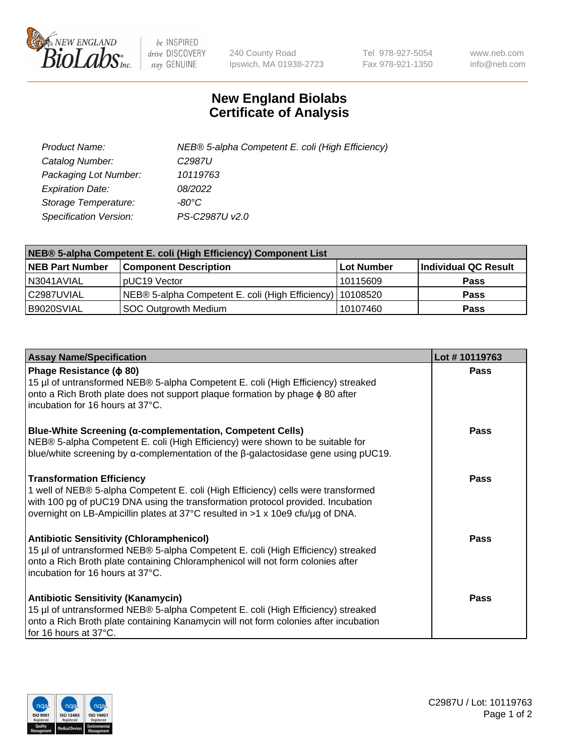# New England Biolabs
## Certificate of Analysis

| | |
|---|---|
| *Product Name:* | *NEB® 5-alpha Competent E. coli (High Efficiency)* |
| *Catalog Number:* | *C2987U* |
| *Packaging Lot Number:* | *10119763* |
| *Expiration Date:* | *08/2022* |
| *Storage Temperature:* | *-80°C* |
| *Specification Version:* | *PS-C2987U v2.0* |

| NEB® 5-alpha Competent E. coli (High Efficiency) Component List | | | |
|---|---|---|---|
| **NEB Part Number** | **Component Description** | **Lot Number** | **Individual QC Result** |
| N3041AVIAL | pUC19 Vector | 10115609 | **Pass** |
| C2987UVIAL | NEB® 5-alpha Competent E. coli (High Efficiency) | 10108520 | **Pass** |
| B9020SVIAL | SOC Outgrowth Medium | 10107460 | **Pass** |

| Assay Name/Specification | Lot # 10119763 |
|---|---|
| **Phage Resistance (ϕ 80)**<br>15 µl of untransformed NEB® 5-alpha Competent E. coli (High Efficiency) streaked onto a Rich Broth plate does not support plaque formation by phage ϕ 80 after incubation for 16 hours at 37°C. | **Pass** |
| **Blue-White Screening (α-complementation, Competent Cells)**<br>NEB® 5-alpha Competent E. coli (High Efficiency) were shown to be suitable for blue/white screening by α-complementation of the β-galactosidase gene using pUC19. | **Pass** |
| **Transformation Efficiency**<br>1 well of NEB® 5-alpha Competent E. coli (High Efficiency) cells were transformed with 100 pg of pUC19 DNA using the transformation protocol provided. Incubation overnight on LB-Ampicillin plates at 37°C resulted in >1 x 10e9 cfu/µg of DNA. | **Pass** |
| **Antibiotic Sensitivity (Chloramphenicol)**<br>15 µl of untransformed NEB® 5-alpha Competent E. coli (High Efficiency) streaked onto a Rich Broth plate containing Chloramphenicol will not form colonies after incubation for 16 hours at 37°C. | **Pass** |
| **Antibiotic Sensitivity (Kanamycin)**<br>15 µl of untransformed NEB® 5-alpha Competent E. coli (High Efficiency) streaked onto a Rich Broth plate containing Kanamycin will not form colonies after incubation for 16 hours at 37°C. | **Pass** |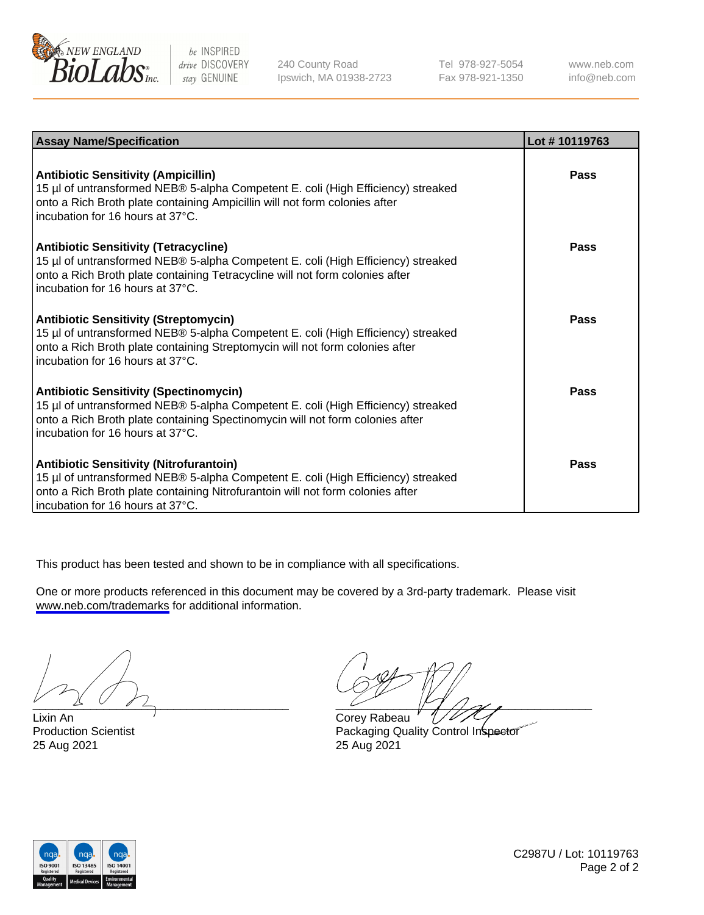| Assay Name/Specification | Lot # 10119763 |
|---|---|
| **Antibiotic Sensitivity (Ampicillin)** 15 µl of untransformed NEB® 5-alpha Competent E. coli (High Efficiency) streaked onto a Rich Broth plate containing Ampicillin will not form colonies after incubation for 16 hours at 37°C. | **Pass** |
| **Antibiotic Sensitivity (Tetracycline)** 15 µl of untransformed NEB® 5-alpha Competent E. coli (High Efficiency) streaked onto a Rich Broth plate containing Tetracycline will not form colonies after incubation for 16 hours at 37°C. | **Pass** |
| **Antibiotic Sensitivity (Streptomycin)** 15 µl of untransformed NEB® 5-alpha Competent E. coli (High Efficiency) streaked onto a Rich Broth plate containing Streptomycin will not form colonies after incubation for 16 hours at 37°C. | **Pass** |
| **Antibiotic Sensitivity (Spectinomycin)** 15 µl of untransformed NEB® 5-alpha Competent E. coli (High Efficiency) streaked onto a Rich Broth plate containing Spectinomycin will not form colonies after incubation for 16 hours at 37°C. | **Pass** |
| **Antibiotic Sensitivity (Nitrofurantoin)** 15 µl of untransformed NEB® 5-alpha Competent E. coli (High Efficiency) streaked onto a Rich Broth plate containing Nitrofurantoin will not form colonies after incubation for 16 hours at 37°C. | **Pass** |

This product has been tested and shown to be in compliance with all specifications.

One or more products referenced in this document may be covered by a 3rd-party trademark. Please visit www.neb.com/trademarks for additional information.

Lixin An
Production Scientist
25 Aug 2021

Corey Rabeau
Packaging Quality Control Inspector
25 Aug 2021

C2987U / Lot: 10119763